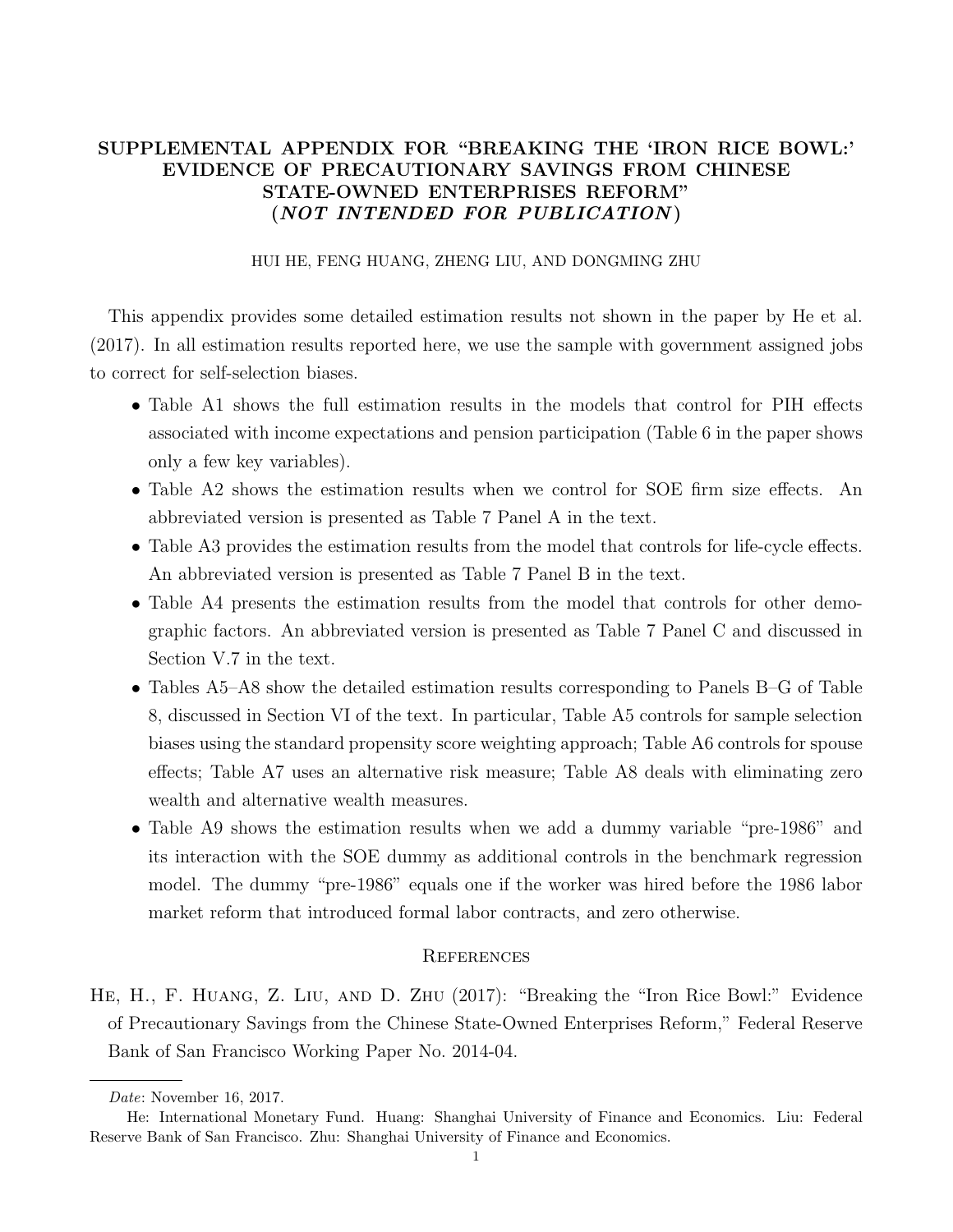# SUPPLEMENTAL APPENDIX FOR "BREAKING THE 'IRON RICE BOWL:' EVIDENCE OF PRECAUTIONARY SAVINGS FROM CHINESE STATE-OWNED ENTERPRISES REFORM" (*NOT INTENDED FOR PUBLICATION*)

HUI HE, FENG HUANG, ZHENG LIU, AND DONGMING ZHU

This appendix provides some detailed estimation results not shown in the paper by He et al. (2017). In all estimation results reported here, we use the sample with government assigned jobs to correct for self-selection biases.

- Table A1 shows the full estimation results in the models that control for PIH effects associated with income expectations and pension participation (Table 6 in the paper shows only a few key variables).
- Table A2 shows the estimation results when we control for SOE firm size effects. An abbreviated version is presented as Table 7 Panel A in the text.
- Table A3 provides the estimation results from the model that controls for life-cycle effects. An abbreviated version is presented as Table 7 Panel B in the text.
- Table A4 presents the estimation results from the model that controls for other demographic factors. An abbreviated version is presented as Table 7 Panel C and discussed in Section V.7 in the text.
- Tables A5–A8 show the detailed estimation results corresponding to Panels B–G of Table 8, discussed in Section VI of the text. In particular, Table A5 controls for sample selection biases using the standard propensity score weighting approach; Table A6 controls for spouse effects; Table A7 uses an alternative risk measure; Table A8 deals with eliminating zero wealth and alternative wealth measures.
- Table A9 shows the estimation results when we add a dummy variable "pre-1986" and its interaction with the SOE dummy as additional controls in the benchmark regression model. The dummy "pre-1986" equals one if the worker was hired before the 1986 labor market reform that introduced formal labor contracts, and zero otherwise.

## References

He, H., F. Huang, Z. Liu, and D. Zhu (2017): "Breaking the "Iron Rice Bowl:" Evidence of Precautionary Savings from the Chinese State-Owned Enterprises Reform," Federal Reserve Bank of San Francisco Working Paper No. 2014-04.

---

*Date*: November 16, 2017.

He: International Monetary Fund. Huang: Shanghai University of Finance and Economics. Liu: Federal Reserve Bank of San Francisco. Zhu: Shanghai University of Finance and Economics.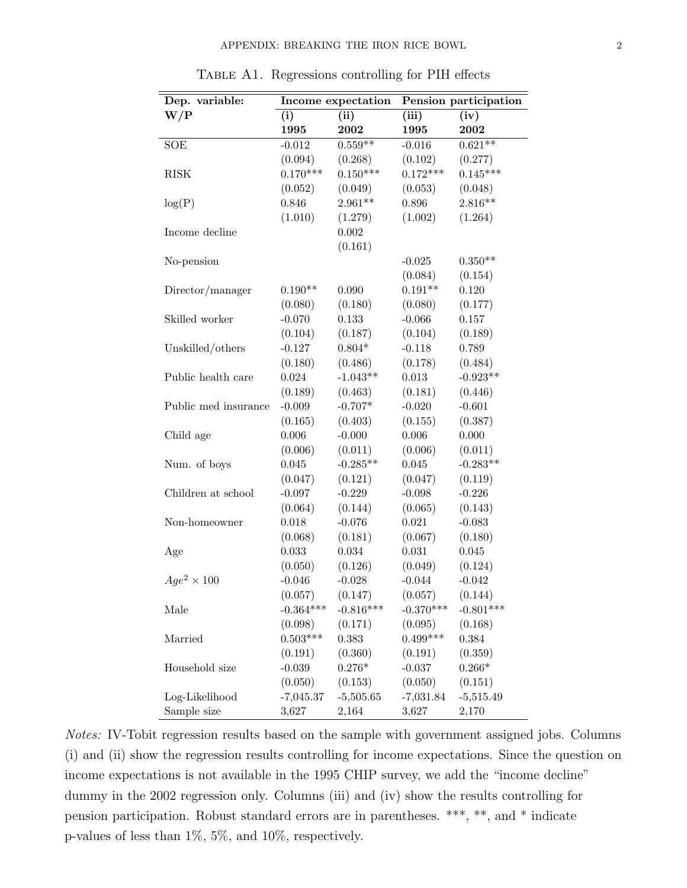Table A1. Regressions controlling for PIH effects

| Dep. variable: | Income expectation | | Pension participation | |
|---|---|---|---|---|
| **W/P** | **(i)** | **(ii)** | **(iii)** | **(iv)** |
| | **1995** | **2002** | **1995** | **2002** |
| SOE | -0.012 | 0.559** | -0.016 | 0.621** |
| | (0.094) | (0.268) | (0.102) | (0.277) |
| RISK | 0.170*** | 0.150*** | 0.172*** | 0.145*** |
| | (0.052) | (0.049) | (0.053) | (0.048) |
| log(P) | 0.846 | 2.961** | 0.896 | 2.816** |
| | (1.010) | (1.279) | (1.002) | (1.264) |
| Income decline | | 0.002 | | |
| | | (0.161) | | |
| No-pension | | | -0.025 | 0.350** |
| | | | (0.084) | (0.154) |
| Director/manager | 0.190** | 0.090 | 0.191** | 0.120 |
| | (0.080) | (0.180) | (0.080) | (0.177) |
| Skilled worker | -0.070 | 0.133 | -0.066 | 0.157 |
| | (0.104) | (0.187) | (0.104) | (0.189) |
| Unskilled/others | -0.127 | 0.804* | -0.118 | 0.789 |
| | (0.180) | (0.486) | (0.178) | (0.484) |
| Public health care | 0.024 | -1.043** | 0.013 | -0.923** |
| | (0.189) | (0.463) | (0.181) | (0.446) |
| Public med insurance | -0.009 | -0.707* | -0.020 | -0.601 |
| | (0.165) | (0.403) | (0.155) | (0.387) |
| Child age | 0.006 | -0.000 | 0.006 | 0.000 |
| | (0.006) | (0.011) | (0.006) | (0.011) |
| Num. of boys | 0.045 | -0.285** | 0.045 | -0.283** |
| | (0.047) | (0.121) | (0.047) | (0.119) |
| Children at school | -0.097 | -0.229 | -0.098 | -0.226 |
| | (0.064) | (0.144) | (0.065) | (0.143) |
| Non-homeowner | 0.018 | -0.076 | 0.021 | -0.083 |
| | (0.068) | (0.181) | (0.067) | (0.180) |
| Age | 0.033 | 0.034 | 0.031 | 0.045 |
| | (0.050) | (0.126) | (0.049) | (0.124) |
| $Age^2 \times 100$ | -0.046 | -0.028 | -0.044 | -0.042 |
| | (0.057) | (0.147) | (0.057) | (0.144) |
| Male | -0.364*** | -0.816*** | -0.370*** | -0.801*** |
| | (0.098) | (0.171) | (0.095) | (0.168) |
| Married | 0.503*** | 0.383 | 0.499*** | 0.384 |
| | (0.191) | (0.360) | (0.191) | (0.359) |
| Household size | -0.039 | 0.276* | -0.037 | 0.266* |
| | (0.050) | (0.153) | (0.050) | (0.151) |
| Log-Likelihood | -7,045.37 | -5,505.65 | -7,031.84 | -5,515.49 |
| Sample size | 3,627 | 2,164 | 3,627 | 2,170 |

*Notes:* IV-Tobit regression results based on the sample with government assigned jobs. Columns (i) and (ii) show the regression results controlling for income expectations. Since the question on income expectations is not available in the 1995 CHIP survey, we add the "income decline" dummy in the 2002 regression only. Columns (iii) and (iv) show the results controlling for pension participation. Robust standard errors are in parentheses. ***, **, and * indicate p-values of less than 1%, 5%, and 10%, respectively.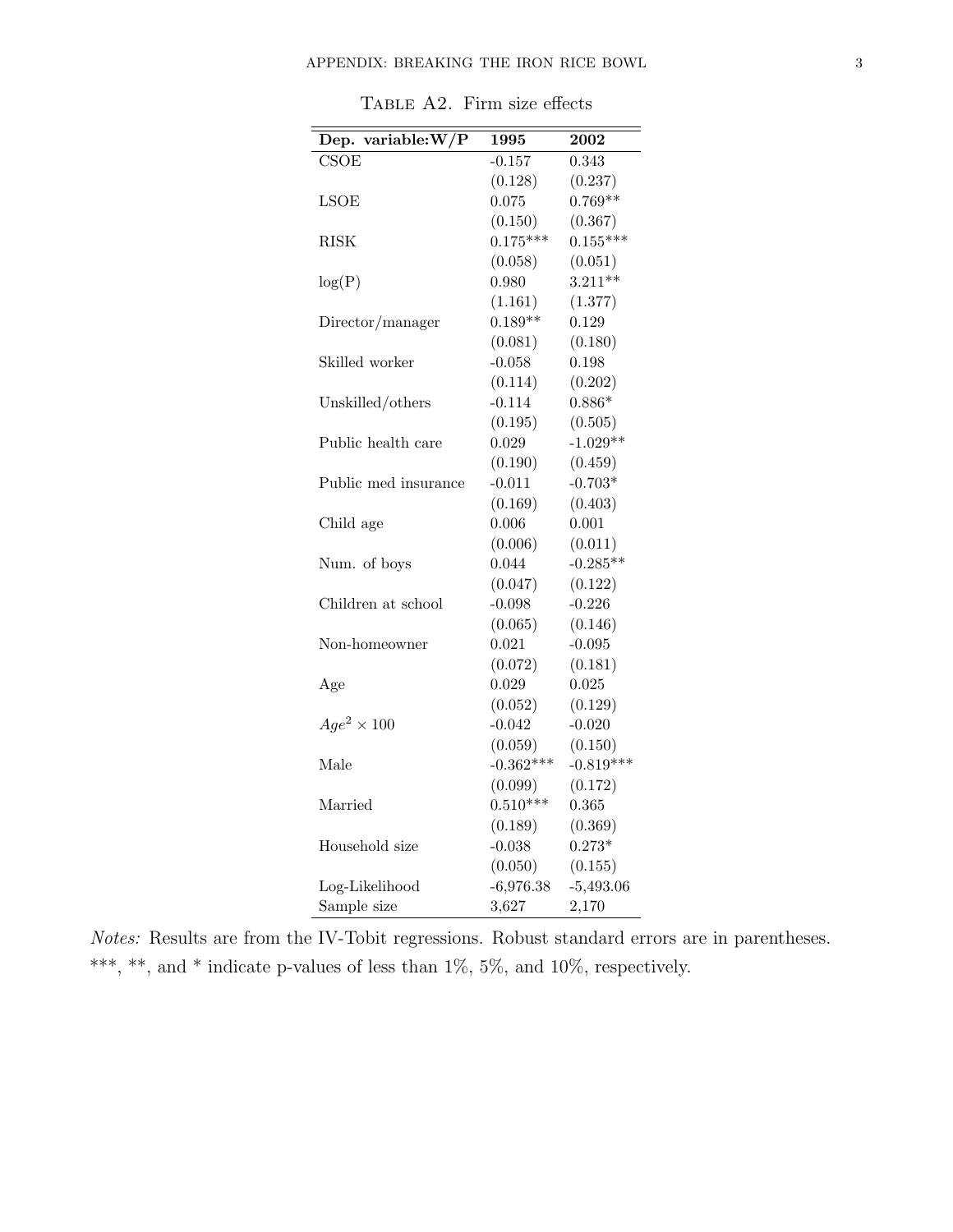Table A2. Firm size effects

| **Dep. variable:W/P** | **1995** | **2002** |
|---|---|---|
| CSOE | -0.157 | 0.343 |
| | (0.128) | (0.237) |
| LSOE | 0.075 | 0.769** |
| | (0.150) | (0.367) |
| RISK | 0.175*** | 0.155*** |
| | (0.058) | (0.051) |
| log(P) | 0.980 | 3.211** |
| | (1.161) | (1.377) |
| Director/manager | 0.189** | 0.129 |
| | (0.081) | (0.180) |
| Skilled worker | -0.058 | 0.198 |
| | (0.114) | (0.202) |
| Unskilled/others | -0.114 | 0.886* |
| | (0.195) | (0.505) |
| Public health care | 0.029 | -1.029** |
| | (0.190) | (0.459) |
| Public med insurance | -0.011 | -0.703* |
| | (0.169) | (0.403) |
| Child age | 0.006 | 0.001 |
| | (0.006) | (0.011) |
| Num. of boys | 0.044 | -0.285** |
| | (0.047) | (0.122) |
| Children at school | -0.098 | -0.226 |
| | (0.065) | (0.146) |
| Non-homeowner | 0.021 | -0.095 |
| | (0.072) | (0.181) |
| Age | 0.029 | 0.025 |
| | (0.052) | (0.129) |
| $Age^2 \times 100$ | -0.042 | -0.020 |
| | (0.059) | (0.150) |
| Male | -0.362*** | -0.819*** |
| | (0.099) | (0.172) |
| Married | 0.510*** | 0.365 |
| | (0.189) | (0.369) |
| Household size | -0.038 | 0.273* |
| | (0.050) | (0.155) |
| Log-Likelihood | -6,976.38 | -5,493.06 |
| Sample size | 3,627 | 2,170 |

*Notes:* Results are from the IV-Tobit regressions. Robust standard errors are in parentheses. ***, **, and * indicate p-values of less than 1%, 5%, and 10%, respectively.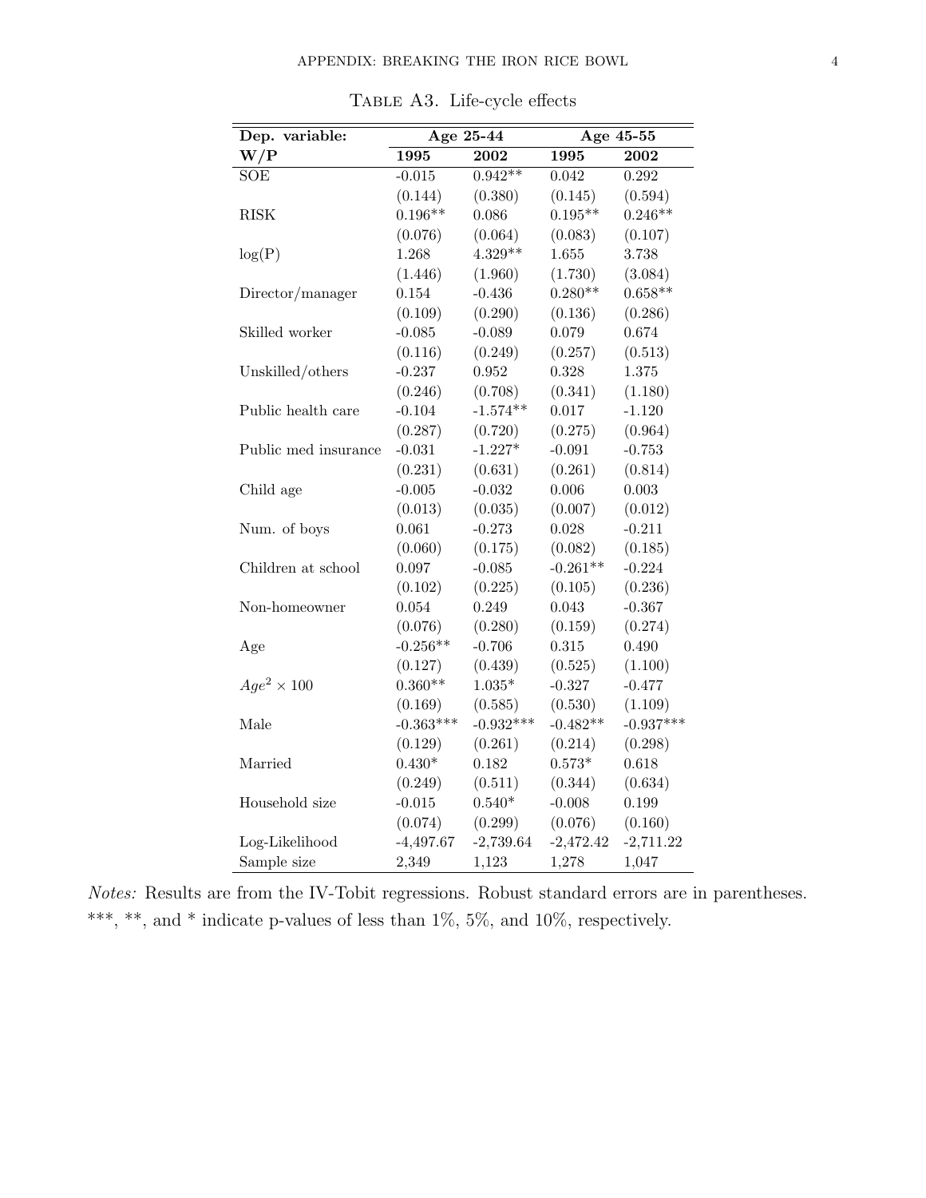TABLE A3. Life-cycle effects

| Dep. variable: | Age 25-44 | | Age 45-55 | |
|---|---|---|---|---|
| **W/P** | **1995** | **2002** | **1995** | **2002** |
| SOE | -0.015 | 0.942** | 0.042 | 0.292 |
| | (0.144) | (0.380) | (0.145) | (0.594) |
| RISK | 0.196** | 0.086 | 0.195** | 0.246** |
| | (0.076) | (0.064) | (0.083) | (0.107) |
| log(P) | 1.268 | 4.329** | 1.655 | 3.738 |
| | (1.446) | (1.960) | (1.730) | (3.084) |
| Director/manager | 0.154 | -0.436 | 0.280** | 0.658** |
| | (0.109) | (0.290) | (0.136) | (0.286) |
| Skilled worker | -0.085 | -0.089 | 0.079 | 0.674 |
| | (0.116) | (0.249) | (0.257) | (0.513) |
| Unskilled/others | -0.237 | 0.952 | 0.328 | 1.375 |
| | (0.246) | (0.708) | (0.341) | (1.180) |
| Public health care | -0.104 | -1.574** | 0.017 | -1.120 |
| | (0.287) | (0.720) | (0.275) | (0.964) |
| Public med insurance | -0.031 | -1.227* | -0.091 | -0.753 |
| | (0.231) | (0.631) | (0.261) | (0.814) |
| Child age | -0.005 | -0.032 | 0.006 | 0.003 |
| | (0.013) | (0.035) | (0.007) | (0.012) |
| Num. of boys | 0.061 | -0.273 | 0.028 | -0.211 |
| | (0.060) | (0.175) | (0.082) | (0.185) |
| Children at school | 0.097 | -0.085 | -0.261** | -0.224 |
| | (0.102) | (0.225) | (0.105) | (0.236) |
| Non-homeowner | 0.054 | 0.249 | 0.043 | -0.367 |
| | (0.076) | (0.280) | (0.159) | (0.274) |
| Age | -0.256** | -0.706 | 0.315 | 0.490 |
| | (0.127) | (0.439) | (0.525) | (1.100) |
| $Age^2 \times 100$ | 0.360** | 1.035* | -0.327 | -0.477 |
| | (0.169) | (0.585) | (0.530) | (1.109) |
| Male | -0.363*** | -0.932*** | -0.482** | -0.937*** |
| | (0.129) | (0.261) | (0.214) | (0.298) |
| Married | 0.430* | 0.182 | 0.573* | 0.618 |
| | (0.249) | (0.511) | (0.344) | (0.634) |
| Household size | -0.015 | 0.540* | -0.008 | 0.199 |
| | (0.074) | (0.299) | (0.076) | (0.160) |
| Log-Likelihood | -4,497.67 | -2,739.64 | -2,472.42 | -2,711.22 |
| Sample size | 2,349 | 1,123 | 1,278 | 1,047 |

*Notes:* Results are from the IV-Tobit regressions. Robust standard errors are in parentheses. ***, **, and * indicate p-values of less than 1%, 5%, and 10%, respectively.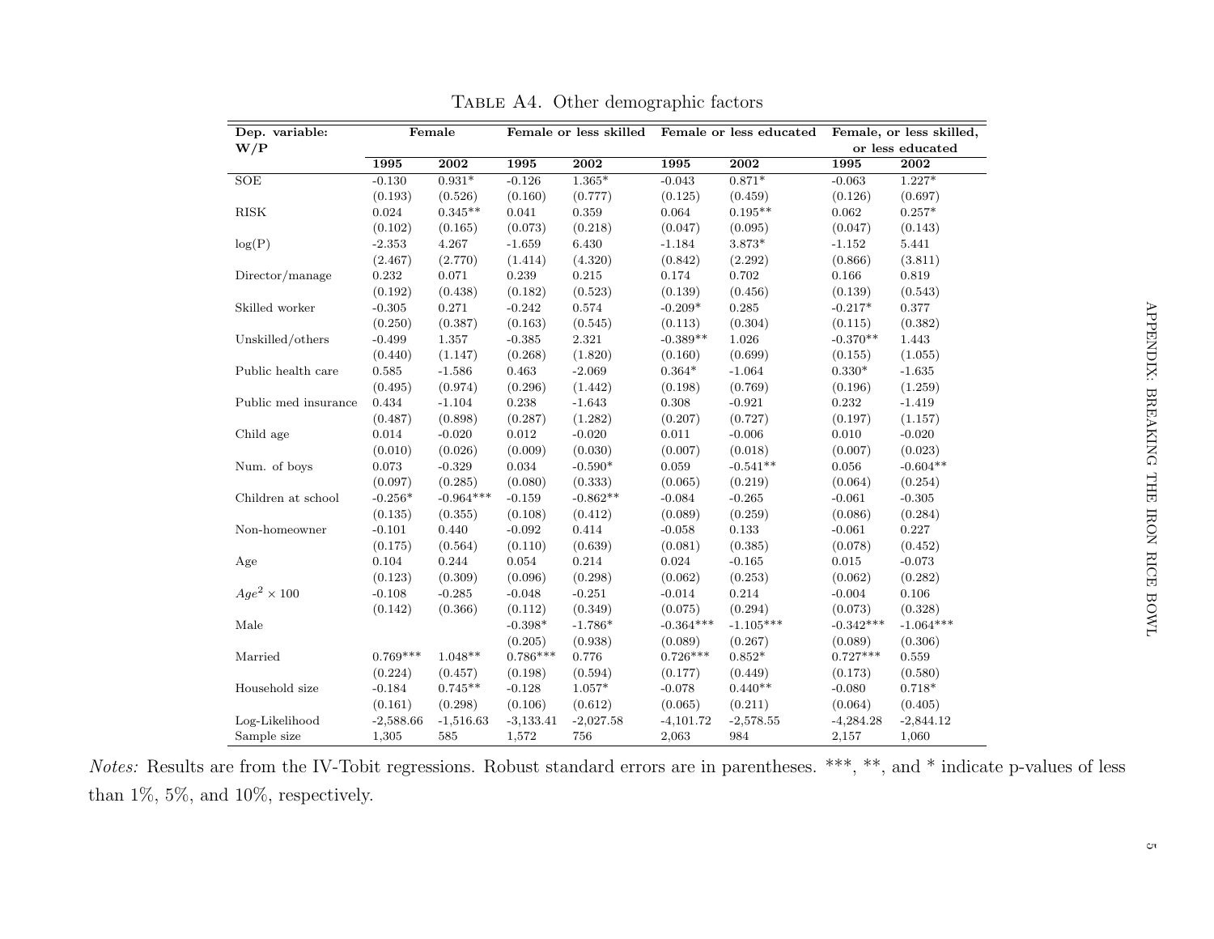TABLE A4. Other demographic factors

| Dep. variable: W/P | Female | | Female or less skilled | | Female or less educated | | Female, or less skilled, or less educated | |
|---|---|---|---|---|---|---|---|---|
| | **1995** | **2002** | **1995** | **2002** | **1995** | **2002** | **1995** | **2002** |
| SOE | -0.130 | 0.931* | -0.126 | 1.365* | -0.043 | 0.871* | -0.063 | 1.227* |
| | (0.193) | (0.526) | (0.160) | (0.777) | (0.125) | (0.459) | (0.126) | (0.697) |
| RISK | 0.024 | 0.345** | 0.041 | 0.359 | 0.064 | 0.195** | 0.062 | 0.257* |
| | (0.102) | (0.165) | (0.073) | (0.218) | (0.047) | (0.095) | (0.047) | (0.143) |
| log(P) | -2.353 | 4.267 | -1.659 | 6.430 | -1.184 | 3.873* | -1.152 | 5.441 |
| | (2.467) | (2.770) | (1.414) | (4.320) | (0.842) | (2.292) | (0.866) | (3.811) |
| Director/manage | 0.232 | 0.071 | 0.239 | 0.215 | 0.174 | 0.702 | 0.166 | 0.819 |
| | (0.192) | (0.438) | (0.182) | (0.523) | (0.139) | (0.456) | (0.139) | (0.543) |
| Skilled worker | -0.305 | 0.271 | -0.242 | 0.574 | -0.209* | 0.285 | -0.217* | 0.377 |
| | (0.250) | (0.387) | (0.163) | (0.545) | (0.113) | (0.304) | (0.115) | (0.382) |
| Unskilled/others | -0.499 | 1.357 | -0.385 | 2.321 | -0.389** | 1.026 | -0.370** | 1.443 |
| | (0.440) | (1.147) | (0.268) | (1.820) | (0.160) | (0.699) | (0.155) | (1.055) |
| Public health care | 0.585 | -1.586 | 0.463 | -2.069 | 0.364* | -1.064 | 0.330* | -1.635 |
| | (0.495) | (0.974) | (0.296) | (1.442) | (0.198) | (0.769) | (0.196) | (1.259) |
| Public med insurance | 0.434 | -1.104 | 0.238 | -1.643 | 0.308 | -0.921 | 0.232 | -1.419 |
| | (0.487) | (0.898) | (0.287) | (1.282) | (0.207) | (0.727) | (0.197) | (1.157) |
| Child age | 0.014 | -0.020 | 0.012 | -0.020 | 0.011 | -0.006 | 0.010 | -0.020 |
| | (0.010) | (0.026) | (0.009) | (0.030) | (0.007) | (0.018) | (0.007) | (0.023) |
| Num. of boys | 0.073 | -0.329 | 0.034 | -0.590* | 0.059 | -0.541** | 0.056 | -0.604** |
| | (0.097) | (0.285) | (0.080) | (0.333) | (0.065) | (0.219) | (0.064) | (0.254) |
| Children at school | -0.256* | -0.964*** | -0.159 | -0.862** | -0.084 | -0.265 | -0.061 | -0.305 |
| | (0.135) | (0.355) | (0.108) | (0.412) | (0.089) | (0.259) | (0.086) | (0.284) |
| Non-homeowner | -0.101 | 0.440 | -0.092 | 0.414 | -0.058 | 0.133 | -0.061 | 0.227 |
| | (0.175) | (0.564) | (0.110) | (0.639) | (0.081) | (0.385) | (0.078) | (0.452) |
| Age | 0.104 | 0.244 | 0.054 | 0.214 | 0.024 | -0.165 | 0.015 | -0.073 |
| | (0.123) | (0.309) | (0.096) | (0.298) | (0.062) | (0.253) | (0.062) | (0.282) |
| $Age^2 \times 100$ | -0.108 | -0.285 | -0.048 | -0.251 | -0.014 | 0.214 | -0.004 | 0.106 |
| | (0.142) | (0.366) | (0.112) | (0.349) | (0.075) | (0.294) | (0.073) | (0.328) |
| Male | | | -0.398* | -1.786* | -0.364*** | -1.105*** | -0.342*** | -1.064*** |
| | | | (0.205) | (0.938) | (0.089) | (0.267) | (0.089) | (0.306) |
| Married | 0.769*** | 1.048** | 0.786*** | 0.776 | 0.726*** | 0.852* | 0.727*** | 0.559 |
| | (0.224) | (0.457) | (0.198) | (0.594) | (0.177) | (0.449) | (0.173) | (0.580) |
| Household size | -0.184 | 0.745** | -0.128 | 1.057* | -0.078 | 0.440** | -0.080 | 0.718* |
| | (0.161) | (0.298) | (0.106) | (0.612) | (0.065) | (0.211) | (0.064) | (0.405) |
| Log-Likelihood | -2,588.66 | -1,516.63 | -3,133.41 | -2,027.58 | -4,101.72 | -2,578.55 | -4,284.28 | -2,844.12 |
| Sample size | 1,305 | 585 | 1,572 | 756 | 2,063 | 984 | 2,157 | 1,060 |

*Notes:* Results are from the IV-Tobit regressions. Robust standard errors are in parentheses. ***, **, and * indicate p-values of less than 1%, 5%, and 10%, respectively.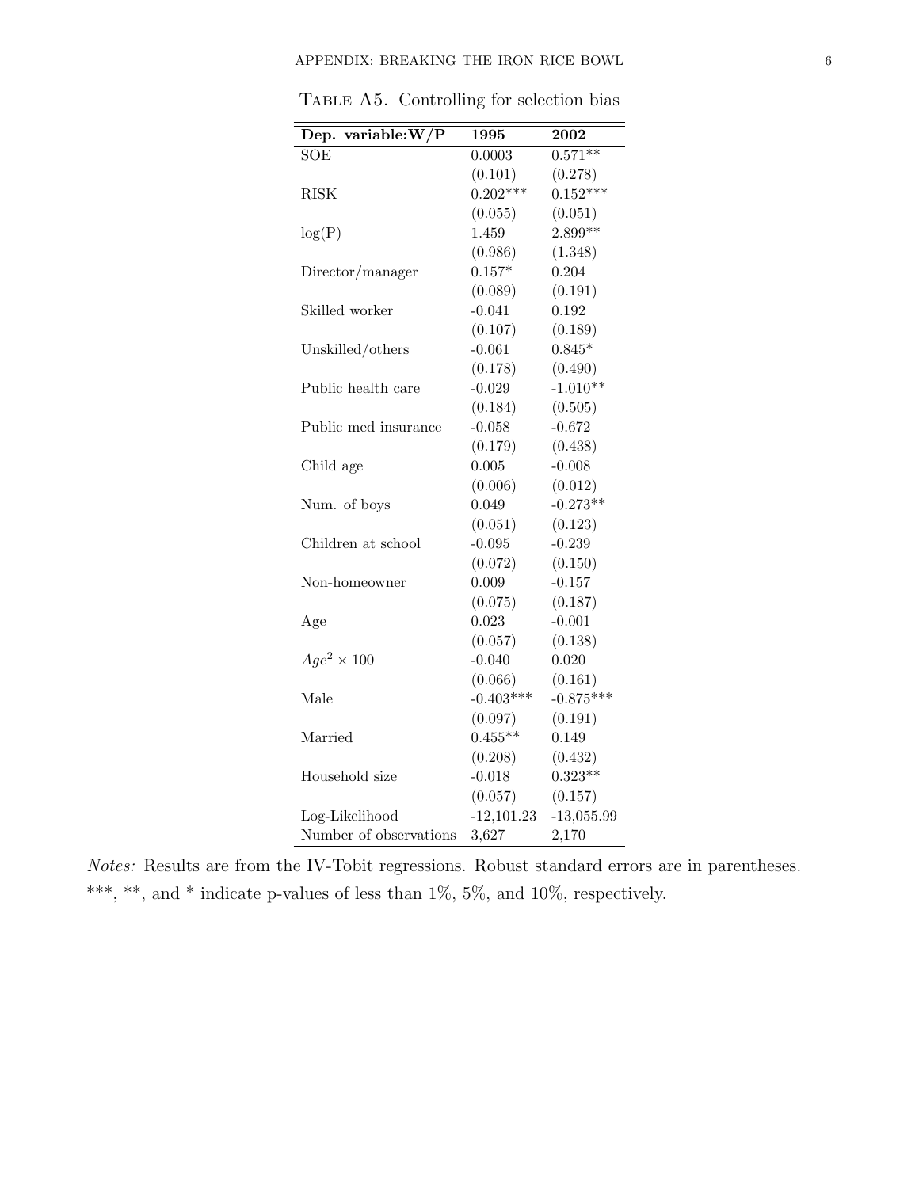Table A5. Controlling for selection bias

| Dep. variable:W/P | 1995 | 2002 |
|---|---|---|
| SOE | 0.0003 | 0.571** |
| | (0.101) | (0.278) |
| RISK | 0.202*** | 0.152*** |
| | (0.055) | (0.051) |
| log(P) | 1.459 | 2.899** |
| | (0.986) | (1.348) |
| Director/manager | 0.157* | 0.204 |
| | (0.089) | (0.191) |
| Skilled worker | -0.041 | 0.192 |
| | (0.107) | (0.189) |
| Unskilled/others | -0.061 | 0.845* |
| | (0.178) | (0.490) |
| Public health care | -0.029 | -1.010** |
| | (0.184) | (0.505) |
| Public med insurance | -0.058 | -0.672 |
| | (0.179) | (0.438) |
| Child age | 0.005 | -0.008 |
| | (0.006) | (0.012) |
| Num. of boys | 0.049 | -0.273** |
| | (0.051) | (0.123) |
| Children at school | -0.095 | -0.239 |
| | (0.072) | (0.150) |
| Non-homeowner | 0.009 | -0.157 |
| | (0.075) | (0.187) |
| Age | 0.023 | -0.001 |
| | (0.057) | (0.138) |
| $Age^2 \times 100$ | -0.040 | 0.020 |
| | (0.066) | (0.161) |
| Male | -0.403*** | -0.875*** |
| | (0.097) | (0.191) |
| Married | 0.455** | 0.149 |
| | (0.208) | (0.432) |
| Household size | -0.018 | 0.323** |
| | (0.057) | (0.157) |
| Log-Likelihood | -12,101.23 | -13,055.99 |
| Number of observations | 3,627 | 2,170 |

*Notes:* Results are from the IV-Tobit regressions. Robust standard errors are in parentheses. ***, **, and * indicate p-values of less than 1%, 5%, and 10%, respectively.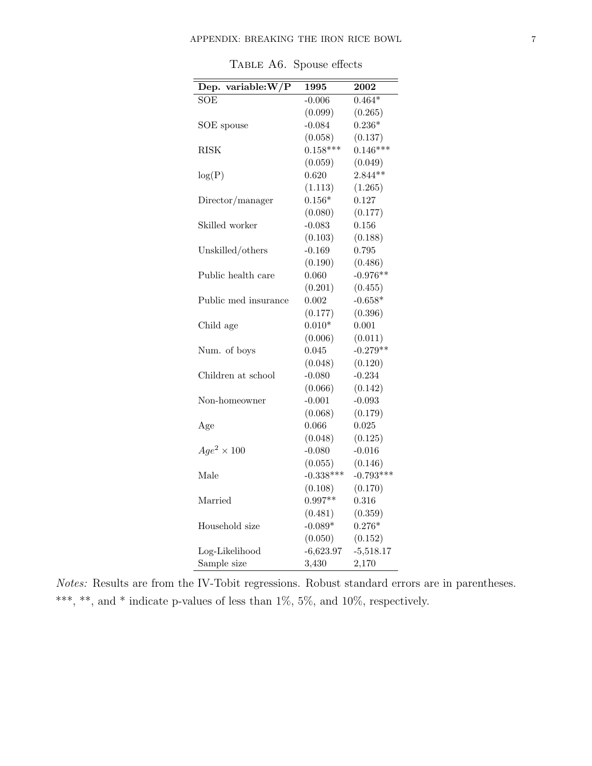Table A6. Spouse effects

| Dep. variable: W/P | 1995 | 2002 |
|---|---|---|
| SOE | -0.006 | 0.464* |
| | (0.099) | (0.265) |
| SOE spouse | -0.084 | 0.236* |
| | (0.058) | (0.137) |
| RISK | 0.158*** | 0.146*** |
| | (0.059) | (0.049) |
| log(P) | 0.620 | 2.844** |
| | (1.113) | (1.265) |
| Director/manager | 0.156* | 0.127 |
| | (0.080) | (0.177) |
| Skilled worker | -0.083 | 0.156 |
| | (0.103) | (0.188) |
| Unskilled/others | -0.169 | 0.795 |
| | (0.190) | (0.486) |
| Public health care | 0.060 | -0.976** |
| | (0.201) | (0.455) |
| Public med insurance | 0.002 | -0.658* |
| | (0.177) | (0.396) |
| Child age | 0.010* | 0.001 |
| | (0.006) | (0.011) |
| Num. of boys | 0.045 | -0.279** |
| | (0.048) | (0.120) |
| Children at school | -0.080 | -0.234 |
| | (0.066) | (0.142) |
| Non-homeowner | -0.001 | -0.093 |
| | (0.068) | (0.179) |
| Age | 0.066 | 0.025 |
| | (0.048) | (0.125) |
| $Age^2 \times 100$ | -0.080 | -0.016 |
| | (0.055) | (0.146) |
| Male | -0.338*** | -0.793*** |
| | (0.108) | (0.170) |
| Married | 0.997** | 0.316 |
| | (0.481) | (0.359) |
| Household size | -0.089* | 0.276* |
| | (0.050) | (0.152) |
| Log-Likelihood | -6,623.97 | -5,518.17 |
| Sample size | 3,430 | 2,170 |

*Notes:* Results are from the IV-Tobit regressions. Robust standard errors are in parentheses. ***, **, and * indicate p-values of less than 1%, 5%, and 10%, respectively.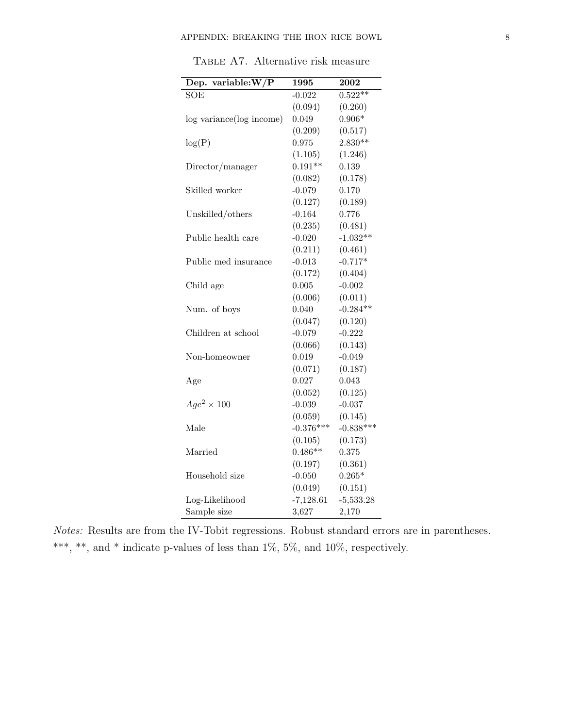Table A7. Alternative risk measure

| **Dep. variable:W/P** | **1995** | **2002** |
|---|---|---|
| SOE | -0.022 | 0.522** |
| | (0.094) | (0.260) |
| log variance(log income) | 0.049 | 0.906* |
| | (0.209) | (0.517) |
| log(P) | 0.975 | 2.830** |
| | (1.105) | (1.246) |
| Director/manager | 0.191** | 0.139 |
| | (0.082) | (0.178) |
| Skilled worker | -0.079 | 0.170 |
| | (0.127) | (0.189) |
| Unskilled/others | -0.164 | 0.776 |
| | (0.235) | (0.481) |
| Public health care | -0.020 | -1.032** |
| | (0.211) | (0.461) |
| Public med insurance | -0.013 | -0.717* |
| | (0.172) | (0.404) |
| Child age | 0.005 | -0.002 |
| | (0.006) | (0.011) |
| Num. of boys | 0.040 | -0.284** |
| | (0.047) | (0.120) |
| Children at school | -0.079 | -0.222 |
| | (0.066) | (0.143) |
| Non-homeowner | 0.019 | -0.049 |
| | (0.071) | (0.187) |
| Age | 0.027 | 0.043 |
| | (0.052) | (0.125) |
| $Age^2 \times 100$ | -0.039 | -0.037 |
| | (0.059) | (0.145) |
| Male | -0.376*** | -0.838*** |
| | (0.105) | (0.173) |
| Married | 0.486** | 0.375 |
| | (0.197) | (0.361) |
| Household size | -0.050 | 0.265* |
| | (0.049) | (0.151) |
| Log-Likelihood | -7,128.61 | -5,533.28 |
| Sample size | 3,627 | 2,170 |

*Notes:* Results are from the IV-Tobit regressions. Robust standard errors are in parentheses. ***, **, and * indicate p-values of less than 1%, 5%, and 10%, respectively.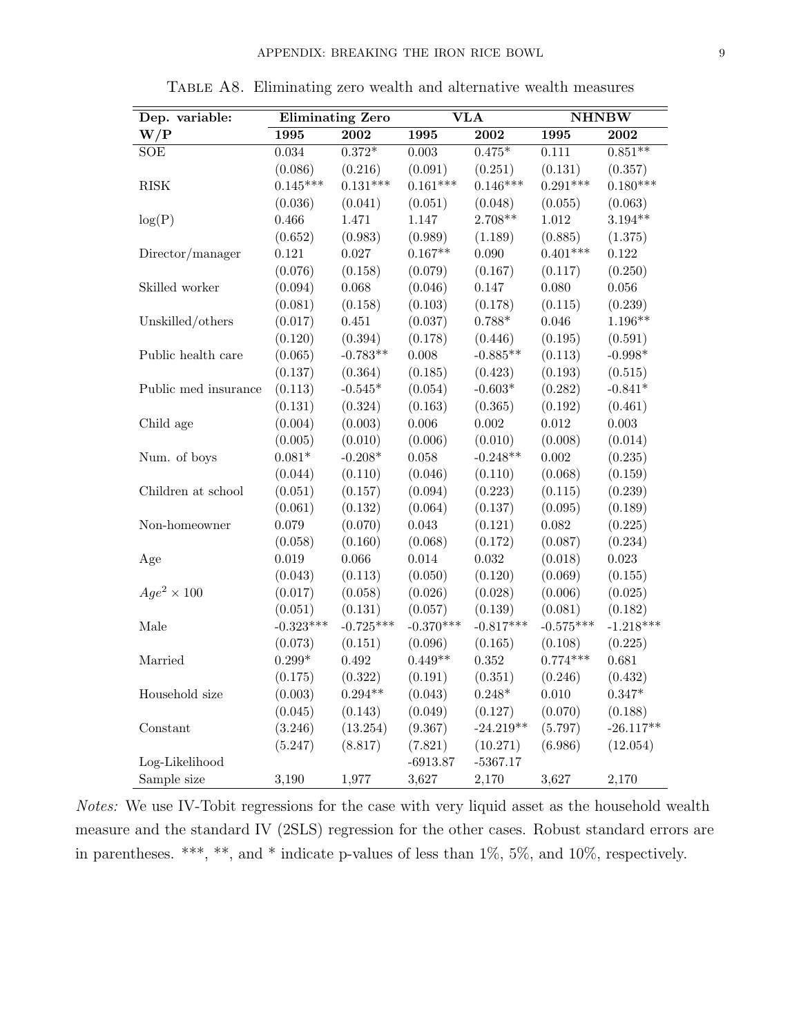Table A8. Eliminating zero wealth and alternative wealth measures

| Dep. variable: | Eliminating Zero | | VLA | | NHNBW | |
|---|---|---|---|---|---|---|
| **W/P** | **1995** | **2002** | **1995** | **2002** | **1995** | **2002** |
| SOE | 0.034 | 0.372* | 0.003 | 0.475* | 0.111 | 0.851** |
| | (0.086) | (0.216) | (0.091) | (0.251) | (0.131) | (0.357) |
| RISK | 0.145*** | 0.131*** | 0.161*** | 0.146*** | 0.291*** | 0.180*** |
| | (0.036) | (0.041) | (0.051) | (0.048) | (0.055) | (0.063) |
| log(P) | 0.466 | 1.471 | 1.147 | 2.708** | 1.012 | 3.194** |
| | (0.652) | (0.983) | (0.989) | (1.189) | (0.885) | (1.375) |
| Director/manager | 0.121 | 0.027 | 0.167** | 0.090 | 0.401*** | 0.122 |
| | (0.076) | (0.158) | (0.079) | (0.167) | (0.117) | (0.250) |
| Skilled worker | (0.094) | 0.068 | 0.046) | 0.147 | 0.080 | 0.056 |
| | (0.081) | (0.158) | (0.103) | (0.178) | (0.115) | (0.239) |
| Unskilled/others | (0.017) | 0.451 | (0.037) | 0.788* | 0.046 | 1.196** |
| | (0.120) | (0.394) | (0.178) | (0.446) | (0.195) | (0.591) |
| Public health care | (0.065) | -0.783** | 0.008 | -0.885** | (0.113) | -0.998* |
| | (0.137) | (0.364) | (0.185) | (0.423) | (0.193) | (0.515) |
| Public med insurance | (0.113) | -0.545* | (0.054) | -0.603* | (0.282) | -0.841* |
| | (0.131) | (0.324) | (0.163) | (0.365) | (0.192) | (0.461) |
| Child age | (0.004) | (0.003) | 0.006 | 0.002 | 0.012 | 0.003 |
| | (0.005) | (0.010) | (0.006) | (0.010) | (0.008) | (0.014) |
| Num. of boys | 0.081* | -0.208* | 0.058 | -0.248** | 0.002 | (0.235) |
| | (0.044) | (0.110) | (0.046) | (0.110) | (0.068) | (0.159) |
| Children at school | (0.051) | (0.157) | (0.094) | (0.223) | (0.115) | (0.239) |
| | (0.061) | (0.132) | (0.064) | (0.137) | (0.095) | (0.189) |
| Non-homeowner | 0.079 | (0.070) | 0.043 | (0.121) | 0.082 | (0.225) |
| | (0.058) | (0.160) | (0.068) | (0.172) | (0.087) | (0.234) |
| Age | 0.019 | 0.066 | 0.014 | 0.032 | (0.018) | 0.023 |
| | (0.043) | (0.113) | (0.050) | (0.120) | (0.069) | (0.155) |
| $Age^2 \times 100$ | (0.017) | (0.058) | (0.026) | (0.028) | (0.006) | (0.025) |
| | (0.051) | (0.131) | (0.057) | (0.139) | (0.081) | (0.182) |
| Male | -0.323*** | -0.725*** | -0.370*** | -0.817*** | -0.575*** | -1.218*** |
| | (0.073) | (0.151) | (0.096) | (0.165) | (0.108) | (0.225) |
| Married | 0.299* | 0.492 | 0.449** | 0.352 | 0.774*** | 0.681 |
| | (0.175) | (0.322) | (0.191) | (0.351) | (0.246) | (0.432) |
| Household size | (0.003) | 0.294** | (0.043) | 0.248* | 0.010 | 0.347* |
| | (0.045) | (0.143) | (0.049) | (0.127) | (0.070) | (0.188) |
| Constant | (3.246) | (13.254) | (9.367) | -24.219** | (5.797) | -26.117** |
| | (5.247) | (8.817) | (7.821) | (10.271) | (6.986) | (12.054) |
| Log-Likelihood | | | -6913.87 | -5367.17 | | |
| Sample size | 3,190 | 1,977 | 3,627 | 2,170 | 3,627 | 2,170 |

*Notes:* We use IV-Tobit regressions for the case with very liquid asset as the household wealth measure and the standard IV (2SLS) regression for the other cases. Robust standard errors are in parentheses. ***, **, and * indicate p-values of less than 1%, 5%, and 10%, respectively.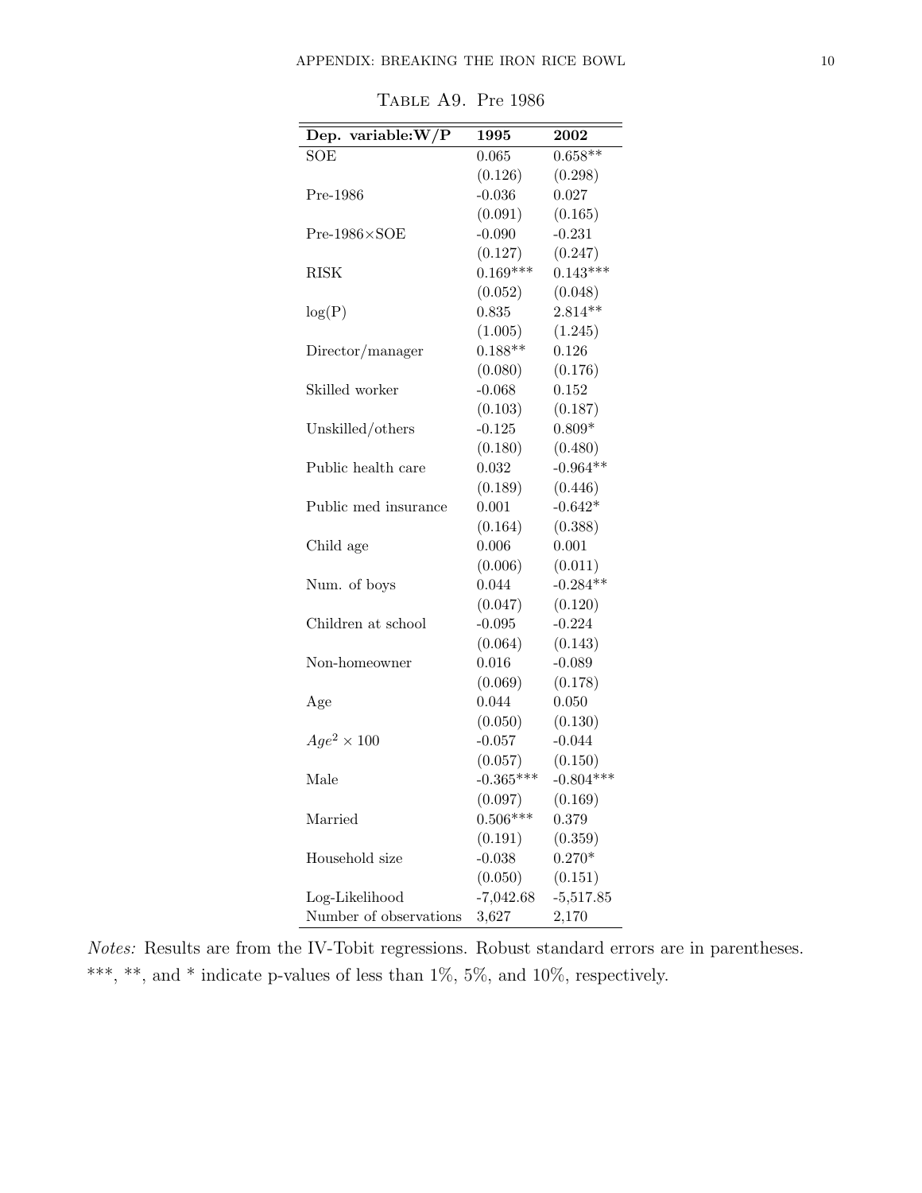Table A9. Pre 1986

| Dep. variable:W/P | 1995 | 2002 |
|---|---|---|
| SOE | 0.065 | 0.658** |
| | (0.126) | (0.298) |
| Pre-1986 | -0.036 | 0.027 |
| | (0.091) | (0.165) |
| Pre-1986×SOE | -0.090 | -0.231 |
| | (0.127) | (0.247) |
| RISK | 0.169*** | 0.143*** |
| | (0.052) | (0.048) |
| log(P) | 0.835 | 2.814** |
| | (1.005) | (1.245) |
| Director/manager | 0.188** | 0.126 |
| | (0.080) | (0.176) |
| Skilled worker | -0.068 | 0.152 |
| | (0.103) | (0.187) |
| Unskilled/others | -0.125 | 0.809* |
| | (0.180) | (0.480) |
| Public health care | 0.032 | -0.964** |
| | (0.189) | (0.446) |
| Public med insurance | 0.001 | -0.642* |
| | (0.164) | (0.388) |
| Child age | 0.006 | 0.001 |
| | (0.006) | (0.011) |
| Num. of boys | 0.044 | -0.284** |
| | (0.047) | (0.120) |
| Children at school | -0.095 | -0.224 |
| | (0.064) | (0.143) |
| Non-homeowner | 0.016 | -0.089 |
| | (0.069) | (0.178) |
| Age | 0.044 | 0.050 |
| | (0.050) | (0.130) |
| $Age^2 \times 100$ | -0.057 | -0.044 |
| | (0.057) | (0.150) |
| Male | -0.365*** | -0.804*** |
| | (0.097) | (0.169) |
| Married | 0.506*** | 0.379 |
| | (0.191) | (0.359) |
| Household size | -0.038 | 0.270* |
| | (0.050) | (0.151) |
| Log-Likelihood | -7,042.68 | -5,517.85 |
| Number of observations | 3,627 | 2,170 |

*Notes:* Results are from the IV-Tobit regressions. Robust standard errors are in parentheses. ***, **, and * indicate p-values of less than 1%, 5%, and 10%, respectively.